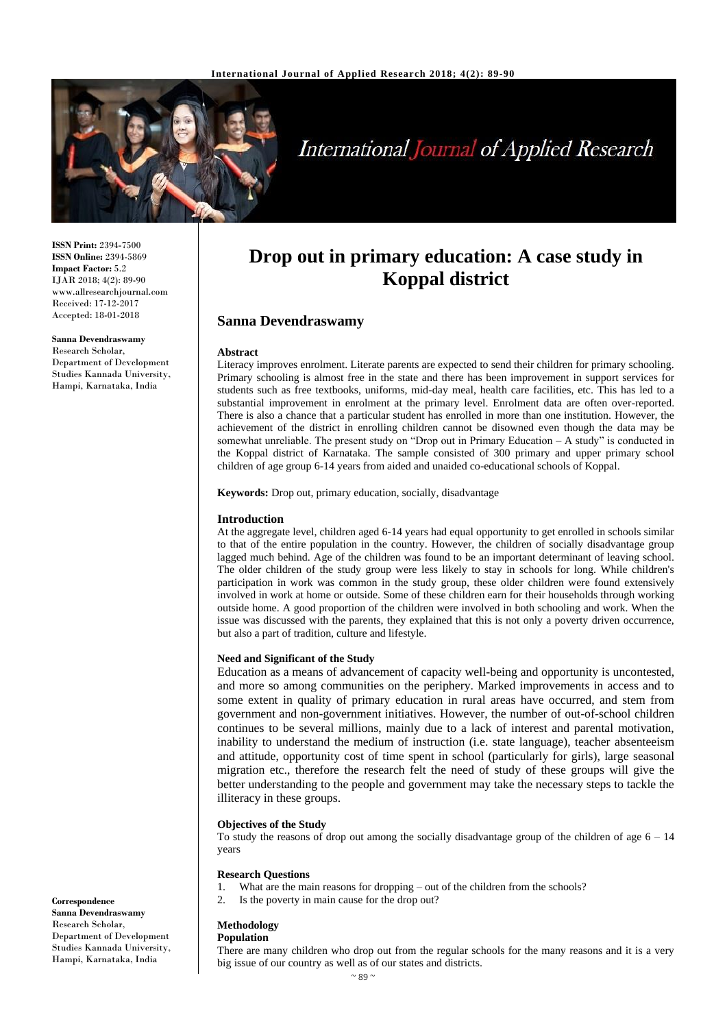**ISSN Print:** 2394-7500
**ISSN Online:** 2394-5869
**Impact Factor:** 5.2
IJAR 2018; 4(2): 89-90
www.allresearchjournal.com
Received: 17-12-2017
Accepted: 18-01-2018

**Sanna Devendraswamy**
Research Scholar,
Department of Development Studies Kannada University,
Hampi, Karnataka, India

**Correspondence**
**Sanna Devendraswamy**
Research Scholar,
Department of Development Studies Kannada University,
Hampi, Karnataka, India

# Drop out in primary education: A case study in Koppal district

## Sanna Devendraswamy

### Abstract

Literacy improves enrolment. Literate parents are expected to send their children for primary schooling. Primary schooling is almost free in the state and there has been improvement in support services for students such as free textbooks, uniforms, mid-day meal, health care facilities, etc. This has led to a substantial improvement in enrolment at the primary level. Enrolment data are often over-reported. There is also a chance that a particular student has enrolled in more than one institution. However, the achievement of the district in enrolling children cannot be disowned even though the data may be somewhat unreliable. The present study on "Drop out in Primary Education – A study" is conducted in the Koppal district of Karnataka. The sample consisted of 300 primary and upper primary school children of age group 6-14 years from aided and unaided co-educational schools of Koppal.

**Keywords:** Drop out, primary education, socially, disadvantage

### Introduction

At the aggregate level, children aged 6-14 years had equal opportunity to get enrolled in schools similar to that of the entire population in the country. However, the children of socially disadvantage group lagged much behind. Age of the children was found to be an important determinant of leaving school. The older children of the study group were less likely to stay in schools for long. While children's participation in work was common in the study group, these older children were found extensively involved in work at home or outside. Some of these children earn for their households through working outside home. A good proportion of the children were involved in both schooling and work. When the issue was discussed with the parents, they explained that this is not only a poverty driven occurrence, but also a part of tradition, culture and lifestyle.

#### Need and Significant of the Study

Education as a means of advancement of capacity well-being and opportunity is uncontested, and more so among communities on the periphery. Marked improvements in access and to some extent in quality of primary education in rural areas have occurred, and stem from government and non-government initiatives. However, the number of out-of-school children continues to be several millions, mainly due to a lack of interest and parental motivation, inability to understand the medium of instruction (i.e. state language), teacher absenteeism and attitude, opportunity cost of time spent in school (particularly for girls), large seasonal migration etc., therefore the research felt the need of study of these groups will give the better understanding to the people and government may take the necessary steps to tackle the illiteracy in these groups.

#### Objectives of the Study

To study the reasons of drop out among the socially disadvantage group of the children of age 6 – 14 years

#### Research Questions

1. What are the main reasons for dropping – out of the children from the schools?
2. Is the poverty in main cause for the drop out?

#### Methodology

**Population**

There are many children who drop out from the regular schools for the many reasons and it is a very big issue of our country as well as of our states and districts.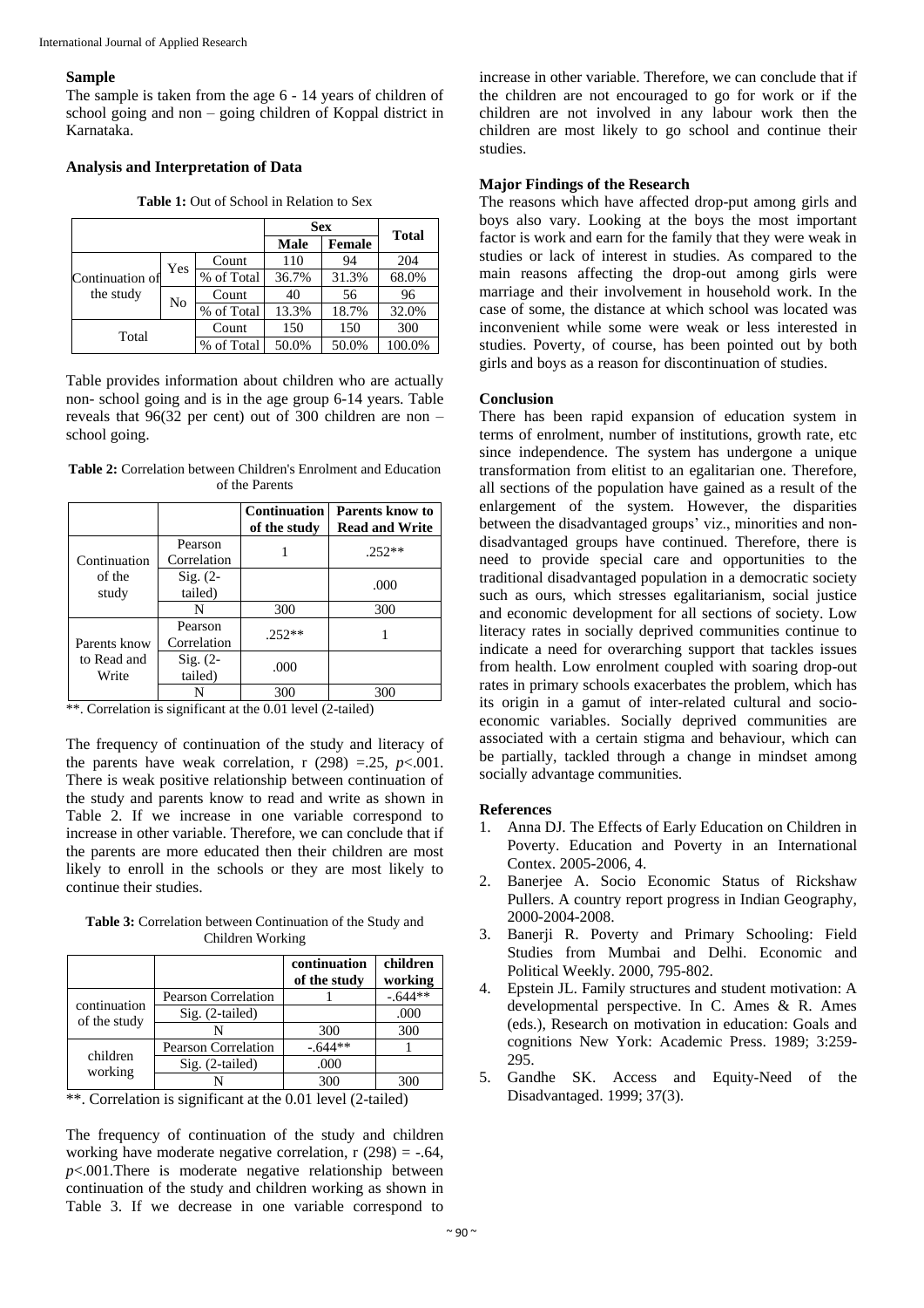### Sample

The sample is taken from the age 6 - 14 years of children of school going and non – going children of Koppal district in Karnataka.

### Analysis and Interpretation of Data

**Table 1:** Out of School in Relation to Sex

| | | | Sex | | Total |
|---|---|---|---|---|---|
| | | | Male | Female | |
| Continuation of the study | Yes | Count | 110 | 94 | 204 |
| | | % of Total | 36.7% | 31.3% | 68.0% |
| | No | Count | 40 | 56 | 96 |
| | | % of Total | 13.3% | 18.7% | 32.0% |
| Total | | Count | 150 | 150 | 300 |
| | | % of Total | 50.0% | 50.0% | 100.0% |

Table provides information about children who are actually non- school going and is in the age group 6-14 years. Table reveals that 96(32 per cent) out of 300 children are non – school going.

**Table 2:** Correlation between Children's Enrolment and Education of the Parents

| | | Continuation of the study | Parents know to Read and Write |
|---|---|---|---|
| Continuation of the study | Pearson Correlation | 1 | .252** |
| | Sig. (2-tailed) | | .000 |
| | N | 300 | 300 |
| Parents know to Read and Write | Pearson Correlation | .252** | 1 |
| | Sig. (2-tailed) | .000 | |
| | N | 300 | 300 |

**. Correlation is significant at the 0.01 level (2-tailed)

The frequency of continuation of the study and literacy of the parents have weak correlation, r $(298) = .25$, $p < .001$. There is weak positive relationship between continuation of the study and parents know to read and write as shown in Table 2. If we increase in one variable correspond to increase in other variable. Therefore, we can conclude that if the parents are more educated then their children are most likely to enroll in the schools or they are most likely to continue their studies.

**Table 3:** Correlation between Continuation of the Study and Children Working

| | | continuation of the study | children working |
|---|---|---|---|
| continuation of the study | Pearson Correlation | 1 | -.644** |
| | Sig. (2-tailed) | | .000 |
| | N | 300 | 300 |
| children working | Pearson Correlation | -.644** | 1 |
| | Sig. (2-tailed) | .000 | |
| | N | 300 | 300 |

**. Correlation is significant at the 0.01 level (2-tailed)

The frequency of continuation of the study and children working have moderate negative correlation, r $(298) = -.64$, $p < .001$. There is moderate negative relationship between continuation of the study and children working as shown in Table 3. If we decrease in one variable correspond to increase in other variable. Therefore, we can conclude that if the children are not encouraged to go for work or if the children are not involved in any labour work then the children are most likely to go school and continue their studies.

### Major Findings of the Research

The reasons which have affected drop-put among girls and boys also vary. Looking at the boys the most important factor is work and earn for the family that they were weak in studies or lack of interest in studies. As compared to the main reasons affecting the drop-out among girls were marriage and their involvement in household work. In the case of some, the distance at which school was located was inconvenient while some were weak or less interested in studies. Poverty, of course, has been pointed out by both girls and boys as a reason for discontinuation of studies.

### Conclusion

There has been rapid expansion of education system in terms of enrolment, number of institutions, growth rate, etc since independence. The system has undergone a unique transformation from elitist to an egalitarian one. Therefore, all sections of the population have gained as a result of the enlargement of the system. However, the disparities between the disadvantaged groups' viz., minorities and non-disadvantaged groups have continued. Therefore, there is need to provide special care and opportunities to the traditional disadvantaged population in a democratic society such as ours, which stresses egalitarianism, social justice and economic development for all sections of society. Low literacy rates in socially deprived communities continue to indicate a need for overarching support that tackles issues from health. Low enrolment coupled with soaring drop-out rates in primary schools exacerbates the problem, which has its origin in a gamut of inter-related cultural and socio-economic variables. Socially deprived communities are associated with a certain stigma and behaviour, which can be partially, tackled through a change in mindset among socially advantage communities.

### References

1. Anna DJ. The Effects of Early Education on Children in Poverty. Education and Poverty in an International Contex. 2005-2006, 4.
2. Banerjee A. Socio Economic Status of Rickshaw Pullers. A country report progress in Indian Geography, 2000-2004-2008.
3. Banerji R. Poverty and Primary Schooling: Field Studies from Mumbai and Delhi. Economic and Political Weekly. 2000, 795-802.
4. Epstein JL. Family structures and student motivation: A developmental perspective. In C. Ames & R. Ames (eds.), Research on motivation in education: Goals and cognitions New York: Academic Press. 1989; 3:259-295.
5. Gandhe SK. Access and Equity-Need of the Disadvantaged. 1999; 37(3).